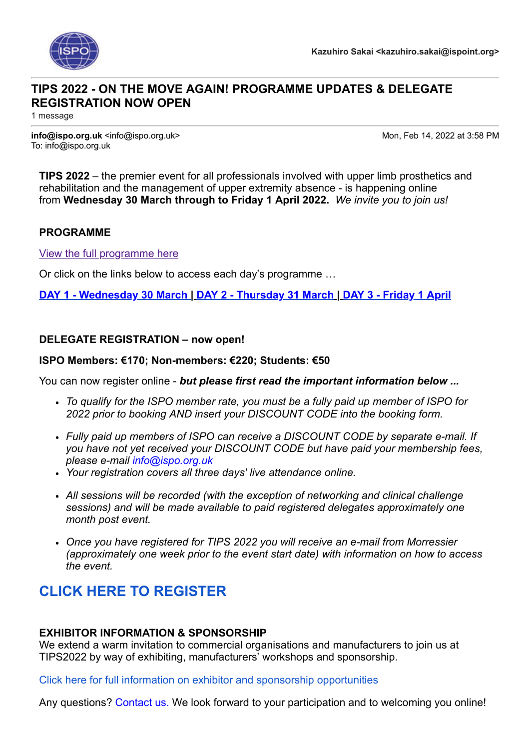Kazuhiro Sakai <kazuhiro.sakai@ispoint.org>

# TIPS 2022 - ON THE MOVE AGAIN! PROGRAMME UPDATES & DELEGATE REGISTRATION NOW OPEN

1 message

**info@ispo.org.uk** <info@ispo.org.uk>
To: info@ispo.org.uk

Mon, Feb 14, 2022 at 3:58 PM

**TIPS 2022** – the premier event for all professionals involved with upper limb prosthetics and rehabilitation and the management of upper extremity absence - is happening online from **Wednesday 30 March through to Friday 1 April 2022.** *We invite you to join us!*

## PROGRAMME

View the full programme here

Or click on the links below to access each day's programme …

**DAY 1 - Wednesday 30 March | DAY 2 - Thursday 31 March | DAY 3 - Friday 1 April**

## DELEGATE REGISTRATION – now open!

**ISPO Members: €170; Non-members: €220; Students: €50**

You can now register online - ***but please first read the important information below ...***

- *To qualify for the ISPO member rate, you must be a fully paid up member of ISPO for 2022 prior to booking AND insert your DISCOUNT CODE into the booking form.*
- *Fully paid up members of ISPO can receive a DISCOUNT CODE by separate e-mail. If you have not yet received your DISCOUNT CODE but have paid your membership fees, please e-mail info@ispo.org.uk*
- *Your registration covers all three days' live attendance online.*
- *All sessions will be recorded (with the exception of networking and clinical challenge sessions) and will be made available to paid registered delegates approximately one month post event.*
- *Once you have registered for TIPS 2022 you will receive an e-mail from Morressier (approximately one week prior to the event start date) with information on how to access the event.*

## CLICK HERE TO REGISTER

## EXHIBITOR INFORMATION & SPONSORSHIP

We extend a warm invitation to commercial organisations and manufacturers to join us at TIPS2022 by way of exhibiting, manufacturers' workshops and sponsorship.

Click here for full information on exhibitor and sponsorship opportunities

Any questions? Contact us. We look forward to your participation and to welcoming you online!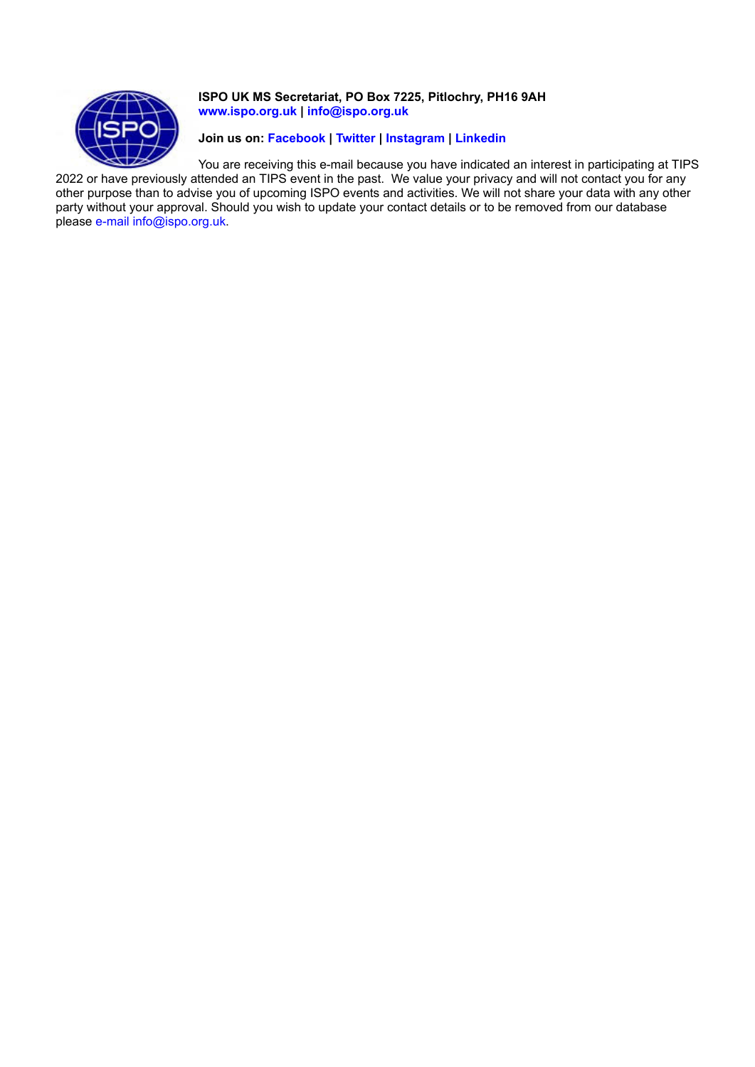**ISPO UK MS Secretariat, PO Box 7225, Pitlochry, PH16 9AH**
**www.ispo.org.uk | info@ispo.org.uk**

**Join us on: Facebook | Twitter | Instagram | Linkedin**

You are receiving this e-mail because you have indicated an interest in participating at TIPS 2022 or have previously attended an TIPS event in the past. We value your privacy and will not contact you for any other purpose than to advise you of upcoming ISPO events and activities. We will not share your data with any other party without your approval. Should you wish to update your contact details or to be removed from our database please e-mail info@ispo.org.uk.